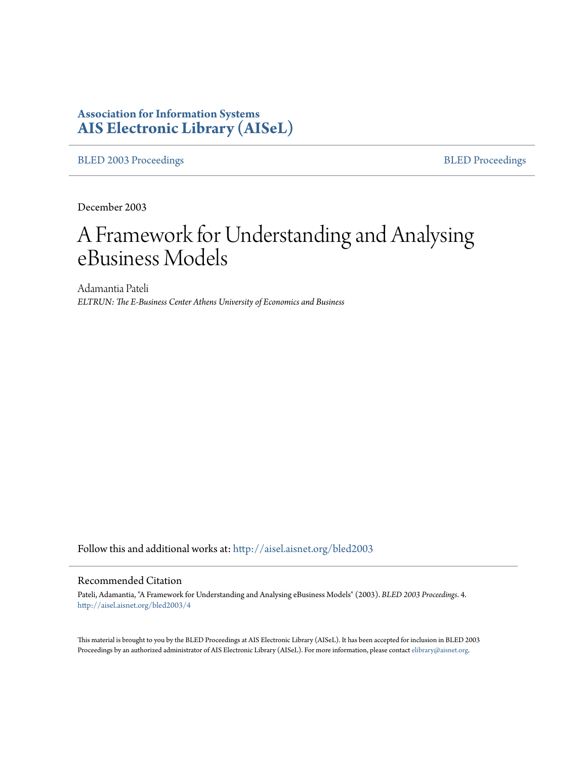**Association for Information Systems**
**AIS Electronic Library (AISeL)**

BLED 2003 Proceedings | BLED Proceedings

December 2003

# A Framework for Understanding and Analysing eBusiness Models

Adamantia Pateli
*ELTRUN: The E-Business Center Athens University of Economics and Business*

Follow this and additional works at: http://aisel.aisnet.org/bled2003

## Recommended Citation

Pateli, Adamantia, "A Framework for Understanding and Analysing eBusiness Models" (2003). *BLED 2003 Proceedings*. 4.
http://aisel.aisnet.org/bled2003/4

This material is brought to you by the BLED Proceedings at AIS Electronic Library (AISeL). It has been accepted for inclusion in BLED 2003 Proceedings by an authorized administrator of AIS Electronic Library (AISeL). For more information, please contact elibrary@aisnet.org.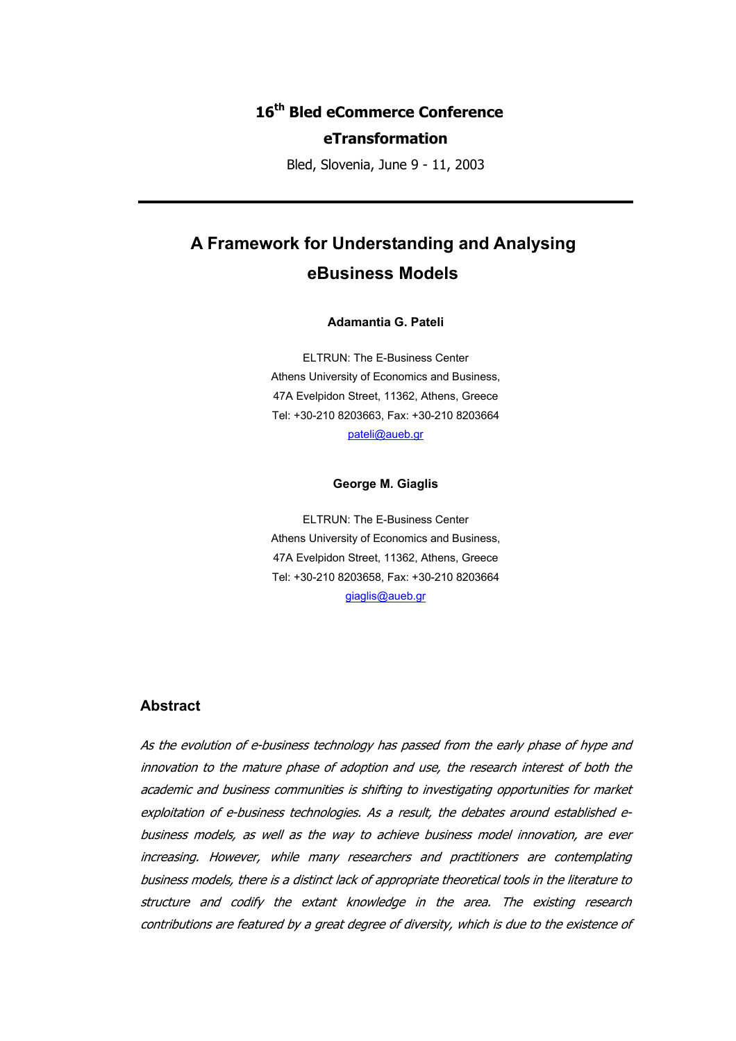**16th Bled eCommerce Conference**

**eTransformation**

Bled, Slovenia, June 9 - 11, 2003

---

# A Framework for Understanding and Analysing eBusiness Models

**Adamantia G. Pateli**

ELTRUN: The E-Business Center
Athens University of Economics and Business,
47A Evelpidon Street, 11362, Athens, Greece
Tel: +30-210 8203663, Fax: +30-210 8203664
pateli@aueb.gr

**George M. Giaglis**

ELTRUN: The E-Business Center
Athens University of Economics and Business,
47A Evelpidon Street, 11362, Athens, Greece
Tel: +30-210 8203658, Fax: +30-210 8203664
giaglis@aueb.gr

## Abstract

*As the evolution of e-business technology has passed from the early phase of hype and innovation to the mature phase of adoption and use, the research interest of both the academic and business communities is shifting to investigating opportunities for market exploitation of e-business technologies. As a result, the debates around established e-business models, as well as the way to achieve business model innovation, are ever increasing. However, while many researchers and practitioners are contemplating business models, there is a distinct lack of appropriate theoretical tools in the literature to structure and codify the extant knowledge in the area. The existing research contributions are featured by a great degree of diversity, which is due to the existence of*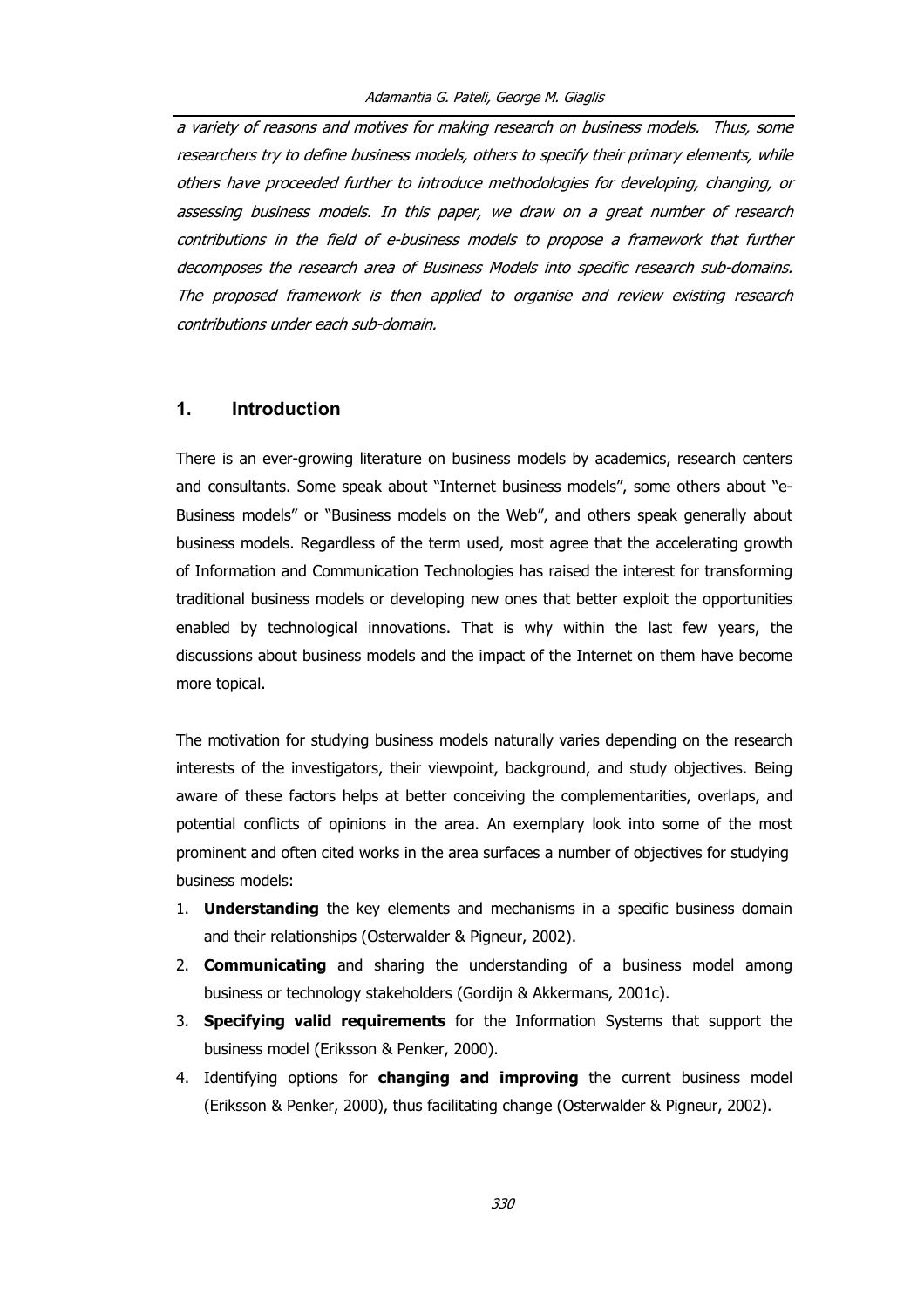*a variety of reasons and motives for making research on business models. Thus, some researchers try to define business models, others to specify their primary elements, while others have proceeded further to introduce methodologies for developing, changing, or assessing business models. In this paper, we draw on a great number of research contributions in the field of e-business models to propose a framework that further decomposes the research area of Business Models into specific research sub-domains. The proposed framework is then applied to organise and review existing research contributions under each sub-domain.*

## 1. Introduction

There is an ever-growing literature on business models by academics, research centers and consultants. Some speak about "Internet business models", some others about "e-Business models" or "Business models on the Web", and others speak generally about business models. Regardless of the term used, most agree that the accelerating growth of Information and Communication Technologies has raised the interest for transforming traditional business models or developing new ones that better exploit the opportunities enabled by technological innovations. That is why within the last few years, the discussions about business models and the impact of the Internet on them have become more topical.

The motivation for studying business models naturally varies depending on the research interests of the investigators, their viewpoint, background, and study objectives. Being aware of these factors helps at better conceiving the complementarities, overlaps, and potential conflicts of opinions in the area. An exemplary look into some of the most prominent and often cited works in the area surfaces a number of objectives for studying business models:

1. **Understanding** the key elements and mechanisms in a specific business domain and their relationships (Osterwalder & Pigneur, 2002).
2. **Communicating** and sharing the understanding of a business model among business or technology stakeholders (Gordijn & Akkermans, 2001c).
3. **Specifying valid requirements** for the Information Systems that support the business model (Eriksson & Penker, 2000).
4. Identifying options for **changing and improving** the current business model (Eriksson & Penker, 2000), thus facilitating change (Osterwalder & Pigneur, 2002).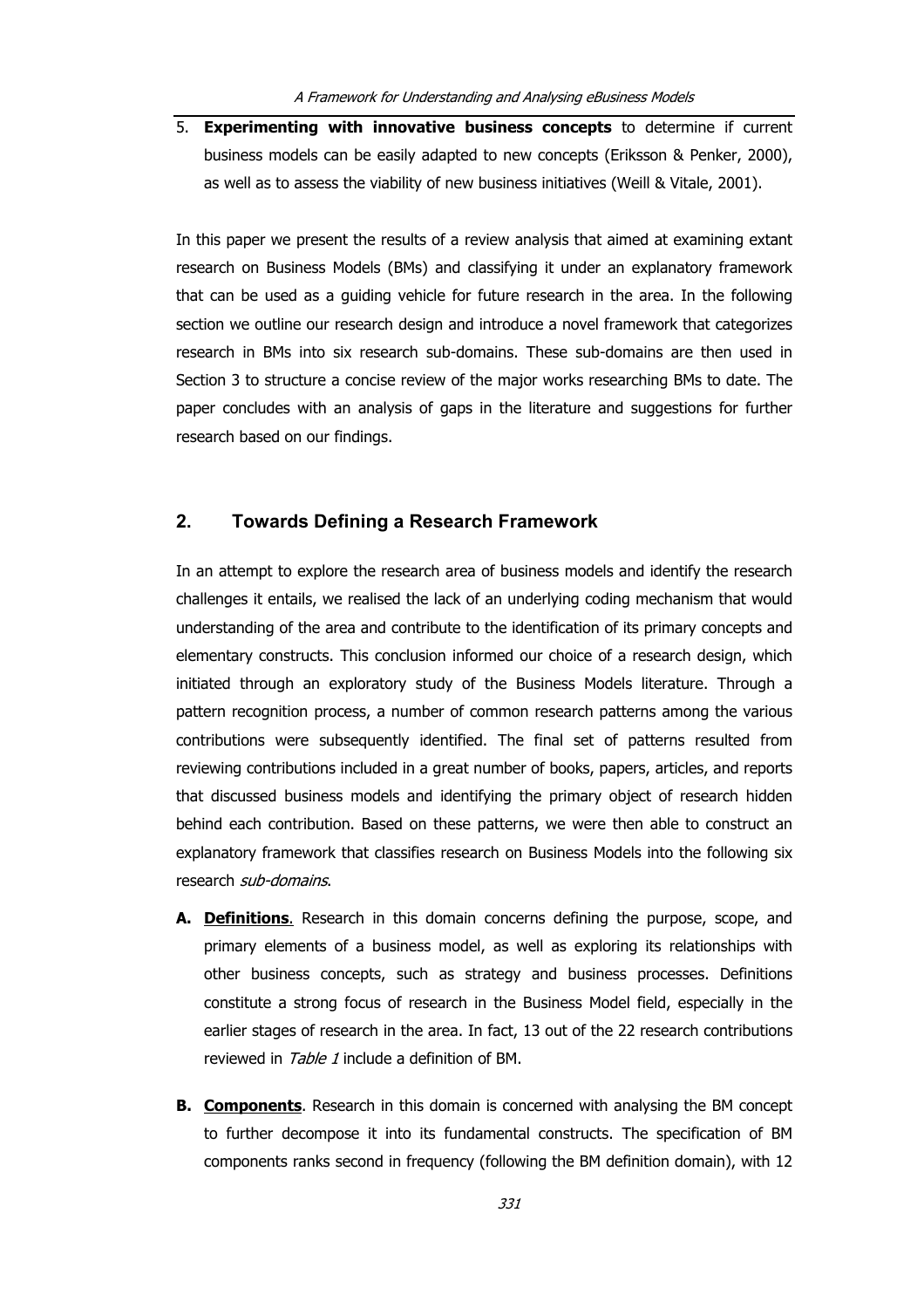5. **Experimenting with innovative business concepts** to determine if current business models can be easily adapted to new concepts (Eriksson & Penker, 2000), as well as to assess the viability of new business initiatives (Weill & Vitale, 2001).

In this paper we present the results of a review analysis that aimed at examining extant research on Business Models (BMs) and classifying it under an explanatory framework that can be used as a guiding vehicle for future research in the area. In the following section we outline our research design and introduce a novel framework that categorizes research in BMs into six research sub-domains. These sub-domains are then used in Section 3 to structure a concise review of the major works researching BMs to date. The paper concludes with an analysis of gaps in the literature and suggestions for further research based on our findings.

## 2. Towards Defining a Research Framework

In an attempt to explore the research area of business models and identify the research challenges it entails, we realised the lack of an underlying coding mechanism that would understanding of the area and contribute to the identification of its primary concepts and elementary constructs. This conclusion informed our choice of a research design, which initiated through an exploratory study of the Business Models literature. Through a pattern recognition process, a number of common research patterns among the various contributions were subsequently identified. The final set of patterns resulted from reviewing contributions included in a great number of books, papers, articles, and reports that discussed business models and identifying the primary object of research hidden behind each contribution. Based on these patterns, we were then able to construct an explanatory framework that classifies research on Business Models into the following six research *sub-domains*.

- **A. Definitions**. Research in this domain concerns defining the purpose, scope, and primary elements of a business model, as well as exploring its relationships with other business concepts, such as strategy and business processes. Definitions constitute a strong focus of research in the Business Model field, especially in the earlier stages of research in the area. In fact, 13 out of the 22 research contributions reviewed in *Table 1* include a definition of BM.

- **B. Components**. Research in this domain is concerned with analysing the BM concept to further decompose it into its fundamental constructs. The specification of BM components ranks second in frequency (following the BM definition domain), with 12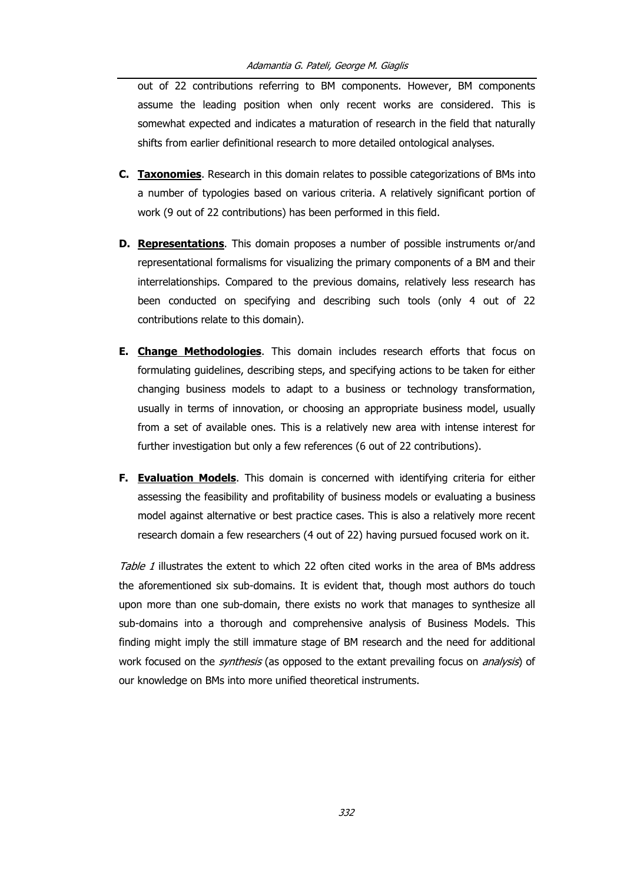out of 22 contributions referring to BM components. However, BM components assume the leading position when only recent works are considered. This is somewhat expected and indicates a maturation of research in the field that naturally shifts from earlier definitional research to more detailed ontological analyses.

**C. <u>Taxonomies</u>**. Research in this domain relates to possible categorizations of BMs into a number of typologies based on various criteria. A relatively significant portion of work (9 out of 22 contributions) has been performed in this field.

**D. <u>Representations</u>**. This domain proposes a number of possible instruments or/and representational formalisms for visualizing the primary components of a BM and their interrelationships. Compared to the previous domains, relatively less research has been conducted on specifying and describing such tools (only 4 out of 22 contributions relate to this domain).

**E. <u>Change Methodologies</u>**. This domain includes research efforts that focus on formulating guidelines, describing steps, and specifying actions to be taken for either changing business models to adapt to a business or technology transformation, usually in terms of innovation, or choosing an appropriate business model, usually from a set of available ones. This is a relatively new area with intense interest for further investigation but only a few references (6 out of 22 contributions).

**F. <u>Evaluation Models</u>**. This domain is concerned with identifying criteria for either assessing the feasibility and profitability of business models or evaluating a business model against alternative or best practice cases. This is also a relatively more recent research domain a few researchers (4 out of 22) having pursued focused work on it.

*Table 1* illustrates the extent to which 22 often cited works in the area of BMs address the aforementioned six sub-domains. It is evident that, though most authors do touch upon more than one sub-domain, there exists no work that manages to synthesize all sub-domains into a thorough and comprehensive analysis of Business Models. This finding might imply the still immature stage of BM research and the need for additional work focused on the *synthesis* (as opposed to the extant prevailing focus on *analysis*) of our knowledge on BMs into more unified theoretical instruments.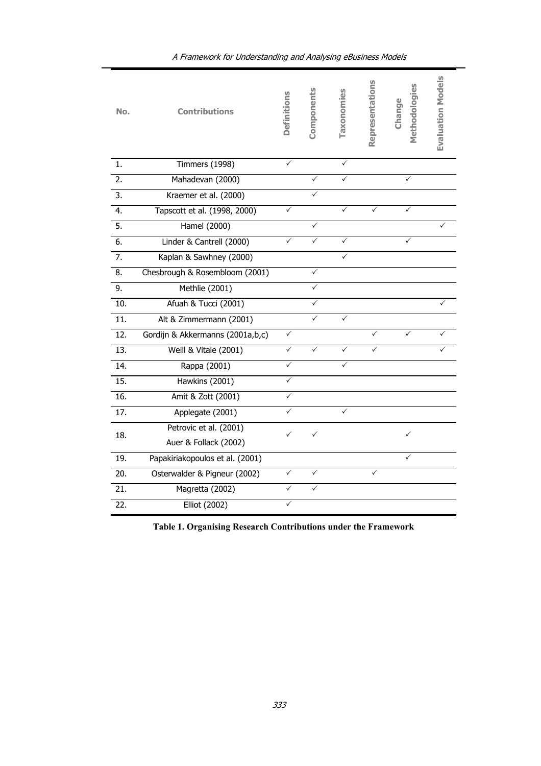| No. | Contributions | Definitions | Components | Taxonomies | Representations | Change Methodologies | Evaluation Models |
|---|---|---|---|---|---|---|---|
| 1. | Timmers (1998) | ✓ | | ✓ | | | |
| 2. | Mahadevan (2000) | | ✓ | ✓ | | ✓ | |
| 3. | Kraemer et al. (2000) | | ✓ | | | | |
| 4. | Tapscott et al. (1998, 2000) | ✓ | | ✓ | ✓ | ✓ | |
| 5. | Hamel (2000) | | ✓ | | | | ✓ |
| 6. | Linder & Cantrell (2000) | ✓ | ✓ | ✓ | | ✓ | |
| 7. | Kaplan & Sawhney (2000) | | | ✓ | | | |
| 8. | Chesbrough & Rosembloom (2001) | | ✓ | | | | |
| 9. | Methlie (2001) | | ✓ | | | | |
| 10. | Afuah & Tucci (2001) | | ✓ | | | | ✓ |
| 11. | Alt & Zimmermann (2001) | | ✓ | ✓ | | | |
| 12. | Gordijn & Akkermanns (2001a,b,c) | ✓ | | | ✓ | ✓ | ✓ |
| 13. | Weill & Vitale (2001) | ✓ | ✓ | ✓ | ✓ | | ✓ |
| 14. | Rappa (2001) | ✓ | | ✓ | | | |
| 15. | Hawkins (2001) | ✓ | | | | | |
| 16. | Amit & Zott (2001) | ✓ | | | | | |
| 17. | Applegate (2001) | ✓ | | ✓ | | | |
| 18. | Petrovic et al. (2001) Auer & Follack (2002) | ✓ | ✓ | | | ✓ | |
| 19. | Papakiriakopoulos et al. (2001) | | | | | ✓ | |
| 20. | Osterwalder & Pigneur (2002) | ✓ | ✓ | | ✓ | | |
| 21. | Magretta (2002) | ✓ | ✓ | | | | |
| 22. | Elliot (2002) | ✓ | | | | | |

**Table 1. Organising Research Contributions under the Framework**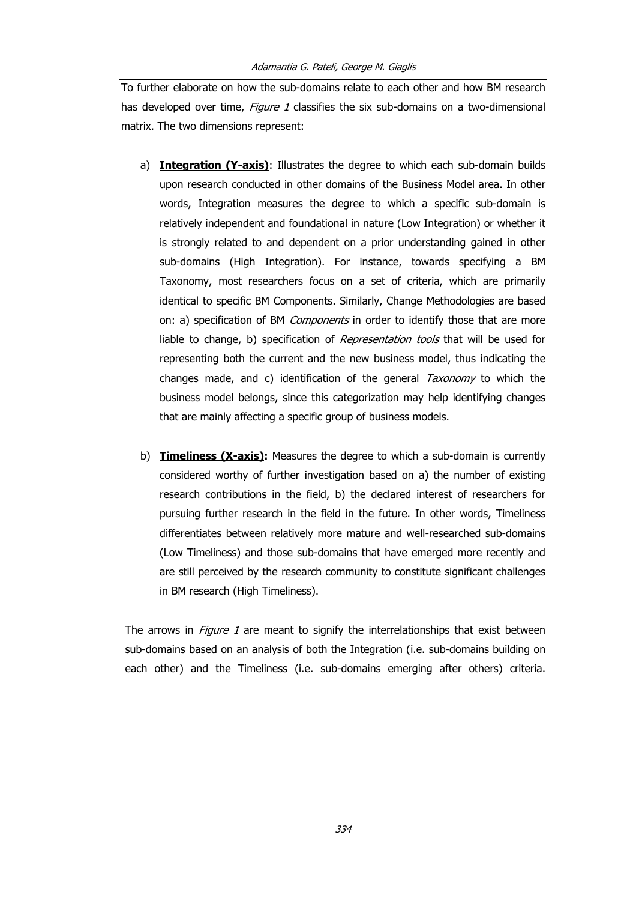To further elaborate on how the sub-domains relate to each other and how BM research has developed over time, *Figure 1* classifies the six sub-domains on a two-dimensional matrix. The two dimensions represent:

a) **Integration (Y-axis)**: Illustrates the degree to which each sub-domain builds upon research conducted in other domains of the Business Model area. In other words, Integration measures the degree to which a specific sub-domain is relatively independent and foundational in nature (Low Integration) or whether it is strongly related to and dependent on a prior understanding gained in other sub-domains (High Integration). For instance, towards specifying a BM Taxonomy, most researchers focus on a set of criteria, which are primarily identical to specific BM Components. Similarly, Change Methodologies are based on: a) specification of BM *Components* in order to identify those that are more liable to change, b) specification of *Representation tools* that will be used for representing both the current and the new business model, thus indicating the changes made, and c) identification of the general *Taxonomy* to which the business model belongs, since this categorization may help identifying changes that are mainly affecting a specific group of business models.

b) **Timeliness (X-axis):** Measures the degree to which a sub-domain is currently considered worthy of further investigation based on a) the number of existing research contributions in the field, b) the declared interest of researchers for pursuing further research in the field in the future. In other words, Timeliness differentiates between relatively more mature and well-researched sub-domains (Low Timeliness) and those sub-domains that have emerged more recently and are still perceived by the research community to constitute significant challenges in BM research (High Timeliness).

The arrows in *Figure 1* are meant to signify the interrelationships that exist between sub-domains based on an analysis of both the Integration (i.e. sub-domains building on each other) and the Timeliness (i.e. sub-domains emerging after others) criteria.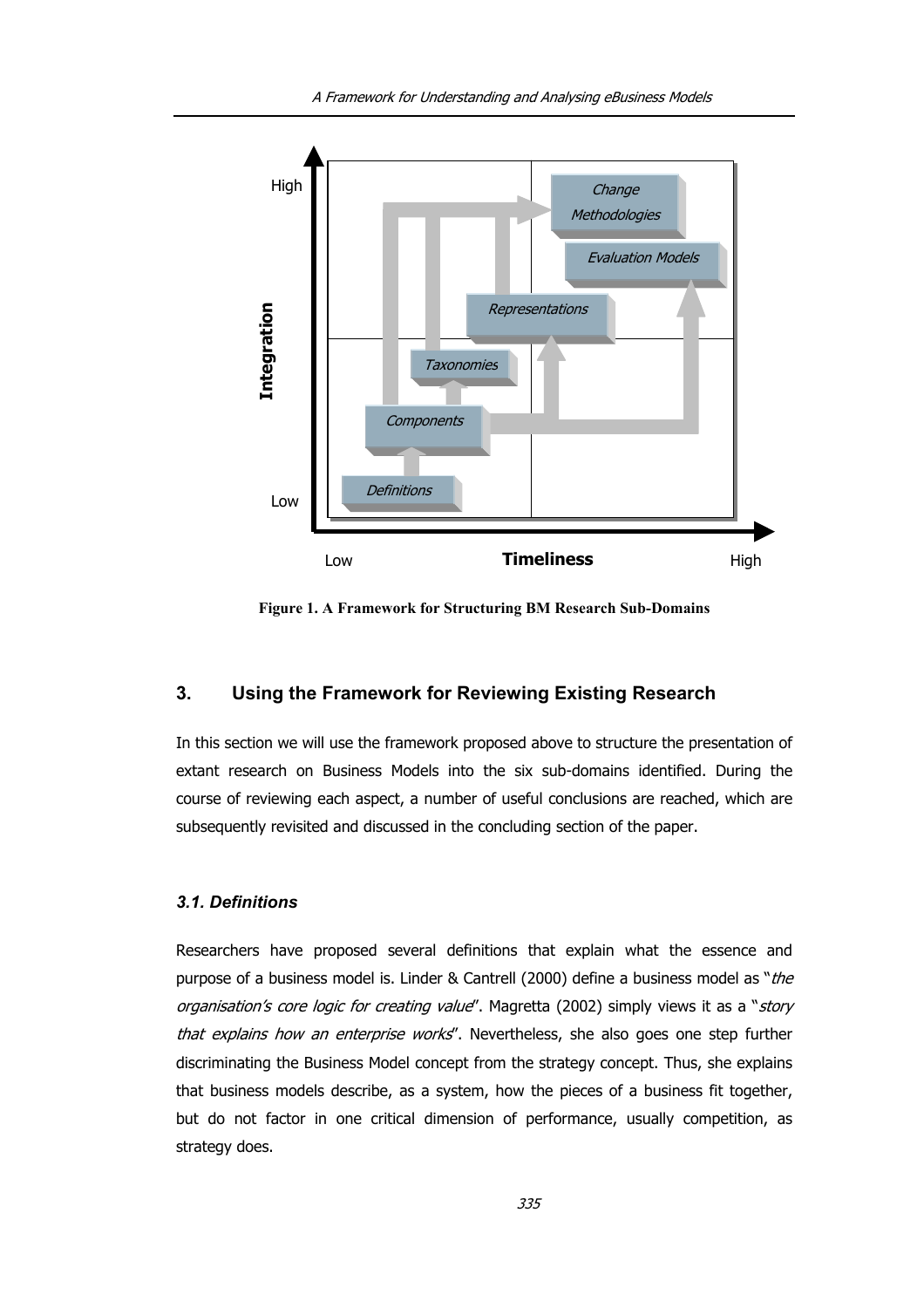Figure 1. A Framework for Structuring BM Research Sub-Domains

## 3. Using the Framework for Reviewing Existing Research

In this section we will use the framework proposed above to structure the presentation of extant research on Business Models into the six sub-domains identified. During the course of reviewing each aspect, a number of useful conclusions are reached, which are subsequently revisited and discussed in the concluding section of the paper.

### *3.1. Definitions*

Researchers have proposed several definitions that explain what the essence and purpose of a business model is. Linder & Cantrell (2000) define a business model as "*the organisation's core logic for creating value*". Magretta (2002) simply views it as a "*story that explains how an enterprise works*". Nevertheless, she also goes one step further discriminating the Business Model concept from the strategy concept. Thus, she explains that business models describe, as a system, how the pieces of a business fit together, but do not factor in one critical dimension of performance, usually competition, as strategy does.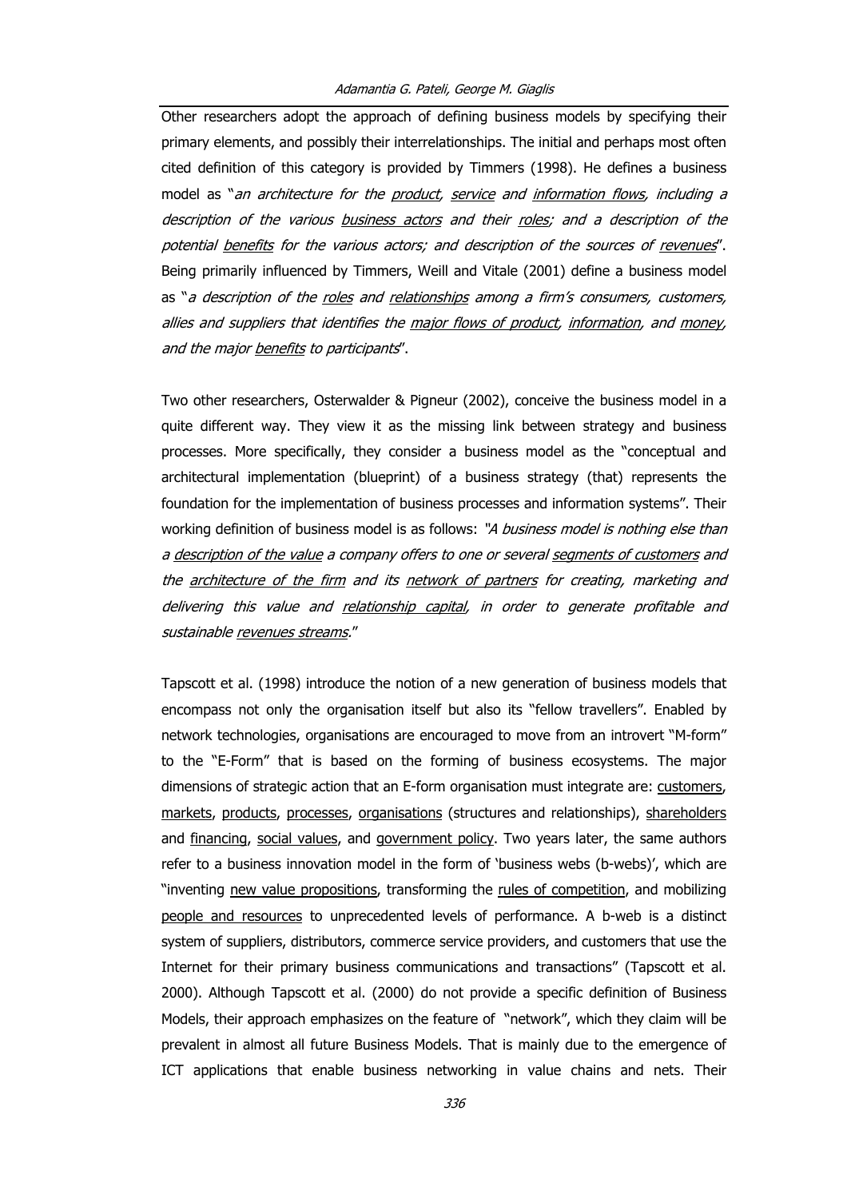Other researchers adopt the approach of defining business models by specifying their primary elements, and possibly their interrelationships. The initial and perhaps most often cited definition of this category is provided by Timmers (1998). He defines a business model as "*an architecture for the <u>product</u>, <u>service</u> and <u>information flows</u>, including a description of the various <u>business actors</u> and their <u>roles</u>; and a description of the potential <u>benefits</u> for the various actors; and description of the sources of <u>revenues</u>*". Being primarily influenced by Timmers, Weill and Vitale (2001) define a business model as "*a description of the <u>roles</u> and <u>relationships</u> among a firm's consumers, customers, allies and suppliers that identifies the <u>major flows of product</u>, <u>information</u>, and <u>money</u>, and the major <u>benefits</u> to participants*".

Two other researchers, Osterwalder & Pigneur (2002), conceive the business model in a quite different way. They view it as the missing link between strategy and business processes. More specifically, they consider a business model as the "conceptual and architectural implementation (blueprint) of a business strategy (that) represents the foundation for the implementation of business processes and information systems". Their working definition of business model is as follows: *"A business model is nothing else than a <u>description of the value</u> a company offers to one or several <u>segments of customers</u> and the <u>architecture of the firm</u> and its <u>network of partners</u> for creating, marketing and delivering this value and <u>relationship capital</u>, in order to generate profitable and sustainable <u>revenues streams</u>."*

Tapscott et al. (1998) introduce the notion of a new generation of business models that encompass not only the organisation itself but also its "fellow travellers". Enabled by network technologies, organisations are encouraged to move from an introvert "M-form" to the "E-Form" that is based on the forming of business ecosystems. The major dimensions of strategic action that an E-form organisation must integrate are: <u>customers</u>, <u>markets</u>, <u>products</u>, <u>processes</u>, <u>organisations</u> (structures and relationships), <u>shareholders</u> and <u>financing</u>, <u>social values</u>, and <u>government policy</u>. Two years later, the same authors refer to a business innovation model in the form of 'business webs (b-webs)', which are "inventing <u>new value propositions</u>, transforming the <u>rules of competition</u>, and mobilizing <u>people and resources</u> to unprecedented levels of performance. A b-web is a distinct system of suppliers, distributors, commerce service providers, and customers that use the Internet for their primary business communications and transactions" (Tapscott et al. 2000). Although Tapscott et al. (2000) do not provide a specific definition of Business Models, their approach emphasizes on the feature of "network", which they claim will be prevalent in almost all future Business Models. That is mainly due to the emergence of ICT applications that enable business networking in value chains and nets. Their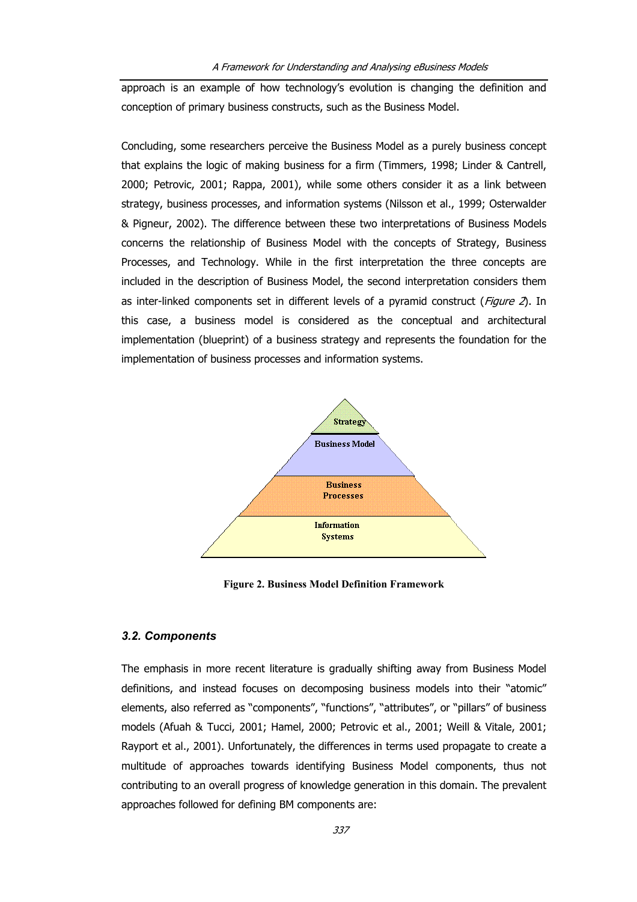approach is an example of how technology's evolution is changing the definition and conception of primary business constructs, such as the Business Model.

Concluding, some researchers perceive the Business Model as a purely business concept that explains the logic of making business for a firm (Timmers, 1998; Linder & Cantrell, 2000; Petrovic, 2001; Rappa, 2001), while some others consider it as a link between strategy, business processes, and information systems (Nilsson et al., 1999; Osterwalder & Pigneur, 2002). The difference between these two interpretations of Business Models concerns the relationship of Business Model with the concepts of Strategy, Business Processes, and Technology. While in the first interpretation the three concepts are included in the description of Business Model, the second interpretation considers them as inter-linked components set in different levels of a pyramid construct (*Figure 2*). In this case, a business model is considered as the conceptual and architectural implementation (blueprint) of a business strategy and represents the foundation for the implementation of business processes and information systems.

Strategy

Business Model

Business Processes

Information Systems

**Figure 2. Business Model Definition Framework**

### *3.2. Components*

The emphasis in more recent literature is gradually shifting away from Business Model definitions, and instead focuses on decomposing business models into their "atomic" elements, also referred as "components", "functions", "attributes", or "pillars" of business models (Afuah & Tucci, 2001; Hamel, 2000; Petrovic et al., 2001; Weill & Vitale, 2001; Rayport et al., 2001). Unfortunately, the differences in terms used propagate to create a multitude of approaches towards identifying Business Model components, thus not contributing to an overall progress of knowledge generation in this domain. The prevalent approaches followed for defining BM components are: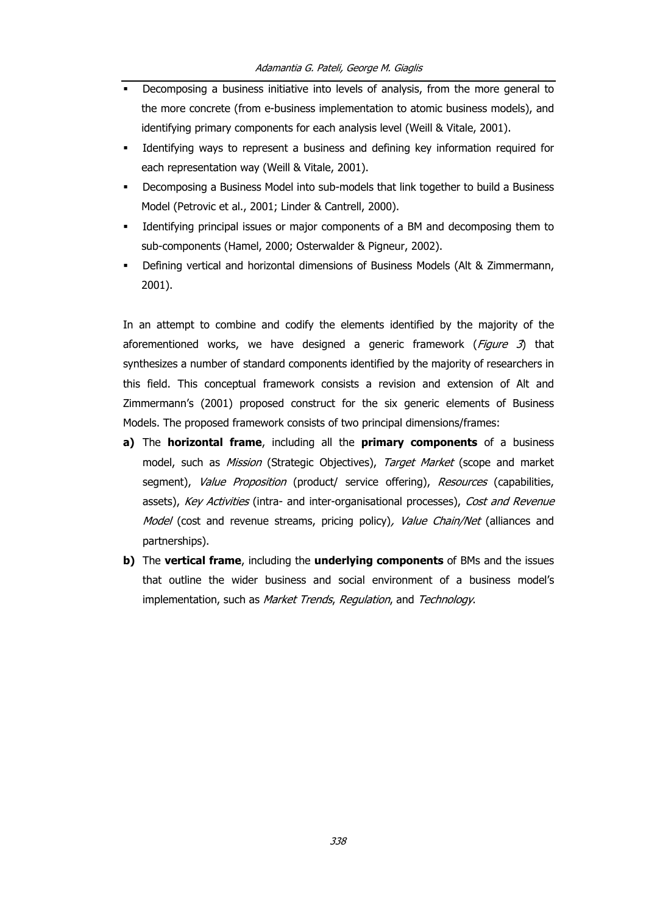- Decomposing a business initiative into levels of analysis, from the more general to the more concrete (from e-business implementation to atomic business models), and identifying primary components for each analysis level (Weill & Vitale, 2001).
- Identifying ways to represent a business and defining key information required for each representation way (Weill & Vitale, 2001).
- Decomposing a Business Model into sub-models that link together to build a Business Model (Petrovic et al., 2001; Linder & Cantrell, 2000).
- Identifying principal issues or major components of a BM and decomposing them to sub-components (Hamel, 2000; Osterwalder & Pigneur, 2002).
- Defining vertical and horizontal dimensions of Business Models (Alt & Zimmermann, 2001).

In an attempt to combine and codify the elements identified by the majority of the aforementioned works, we have designed a generic framework (*Figure 3*) that synthesizes a number of standard components identified by the majority of researchers in this field. This conceptual framework consists a revision and extension of Alt and Zimmermann's (2001) proposed construct for the six generic elements of Business Models. The proposed framework consists of two principal dimensions/frames:

**a)** The **horizontal frame**, including all the **primary components** of a business model, such as *Mission* (Strategic Objectives), *Target Market* (scope and market segment), *Value Proposition* (product/ service offering), *Resources* (capabilities, assets), *Key Activities* (intra- and inter-organisational processes), *Cost and Revenue Model* (cost and revenue streams, pricing policy), *Value Chain/Net* (alliances and partnerships).

**b)** The **vertical frame**, including the **underlying components** of BMs and the issues that outline the wider business and social environment of a business model's implementation, such as *Market Trends*, *Regulation*, and *Technology*.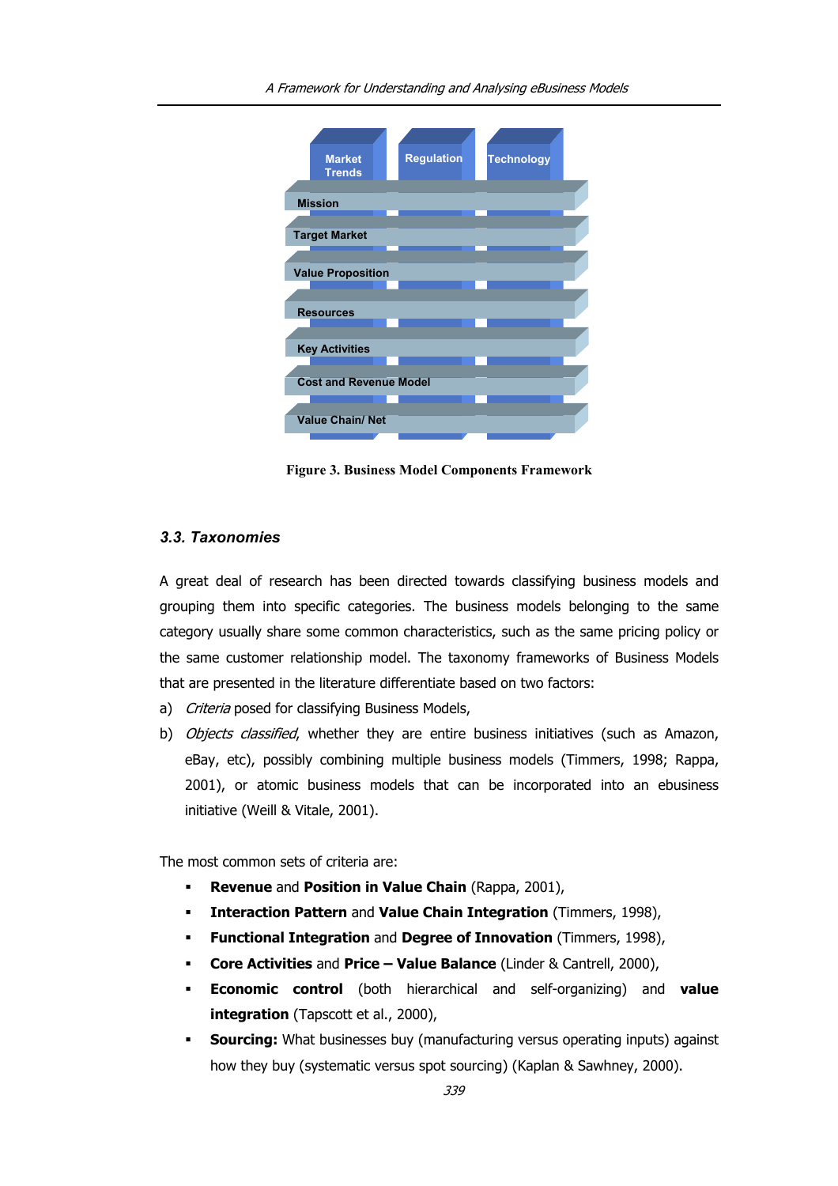Market Trends | Regulation | Technology

Mission

Target Market

Value Proposition

Resources

Key Activities

Cost and Revenue Model

Value Chain/ Net

**Figure 3. Business Model Components Framework**

### *3.3. Taxonomies*

A great deal of research has been directed towards classifying business models and grouping them into specific categories. The business models belonging to the same category usually share some common characteristics, such as the same pricing policy or the same customer relationship model. The taxonomy frameworks of Business Models that are presented in the literature differentiate based on two factors:

a) *Criteria* posed for classifying Business Models,

b) *Objects classified*, whether they are entire business initiatives (such as Amazon, eBay, etc), possibly combining multiple business models (Timmers, 1998; Rappa, 2001), or atomic business models that can be incorporated into an ebusiness initiative (Weill & Vitale, 2001).

The most common sets of criteria are:

- **Revenue** and **Position in Value Chain** (Rappa, 2001),
- **Interaction Pattern** and **Value Chain Integration** (Timmers, 1998),
- **Functional Integration** and **Degree of Innovation** (Timmers, 1998),
- **Core Activities** and **Price – Value Balance** (Linder & Cantrell, 2000),
- **Economic control** (both hierarchical and self-organizing) and **value integration** (Tapscott et al., 2000),
- **Sourcing:** What businesses buy (manufacturing versus operating inputs) against how they buy (systematic versus spot sourcing) (Kaplan & Sawhney, 2000).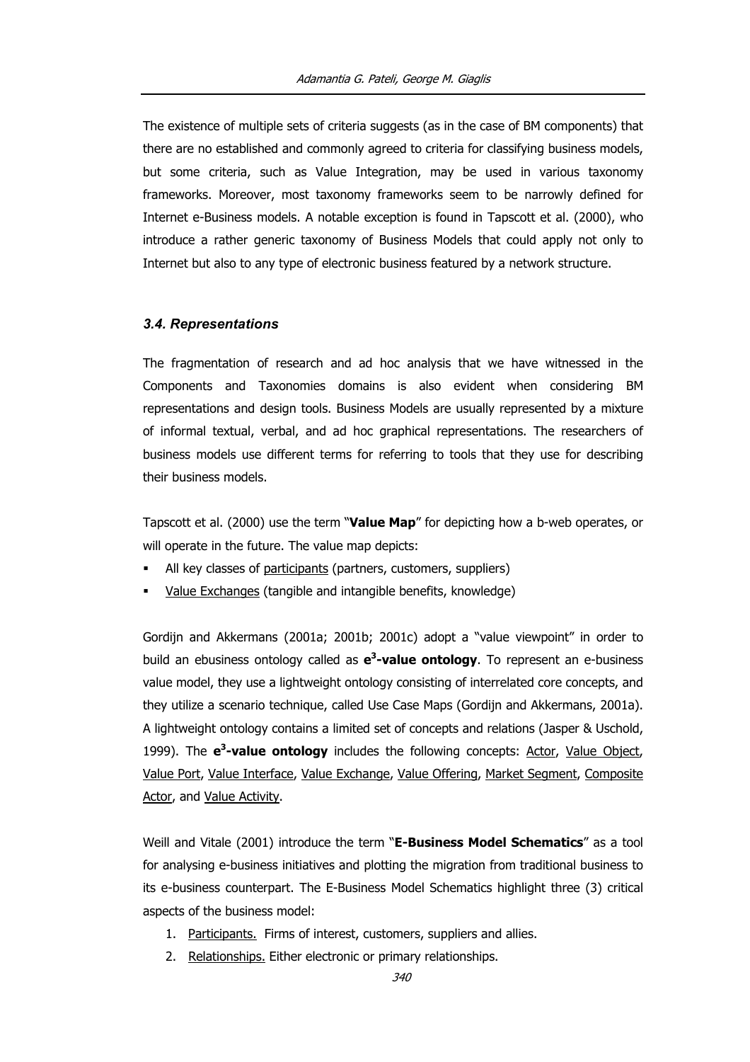The existence of multiple sets of criteria suggests (as in the case of BM components) that there are no established and commonly agreed to criteria for classifying business models, but some criteria, such as Value Integration, may be used in various taxonomy frameworks. Moreover, most taxonomy frameworks seem to be narrowly defined for Internet e-Business models. A notable exception is found in Tapscott et al. (2000), who introduce a rather generic taxonomy of Business Models that could apply not only to Internet but also to any type of electronic business featured by a network structure.

### *3.4. Representations*

The fragmentation of research and ad hoc analysis that we have witnessed in the Components and Taxonomies domains is also evident when considering BM representations and design tools. Business Models are usually represented by a mixture of informal textual, verbal, and ad hoc graphical representations. The researchers of business models use different terms for referring to tools that they use for describing their business models.

Tapscott et al. (2000) use the term "**Value Map**" for depicting how a b-web operates, or will operate in the future. The value map depicts:

- All key classes of participants (partners, customers, suppliers)
- Value Exchanges (tangible and intangible benefits, knowledge)

Gordijn and Akkermans (2001a; 2001b; 2001c) adopt a "value viewpoint" in order to build an ebusiness ontology called as **$e^3$-value ontology**. To represent an e-business value model, they use a lightweight ontology consisting of interrelated core concepts, and they utilize a scenario technique, called Use Case Maps (Gordijn and Akkermans, 2001a). A lightweight ontology contains a limited set of concepts and relations (Jasper & Uschold, 1999). The **$e^3$-value ontology** includes the following concepts: Actor, Value Object, Value Port, Value Interface, Value Exchange, Value Offering, Market Segment, Composite Actor, and Value Activity.

Weill and Vitale (2001) introduce the term "**E-Business Model Schematics**" as a tool for analysing e-business initiatives and plotting the migration from traditional business to its e-business counterpart. The E-Business Model Schematics highlight three (3) critical aspects of the business model:

1. Participants. Firms of interest, customers, suppliers and allies.
2. Relationships. Either electronic or primary relationships.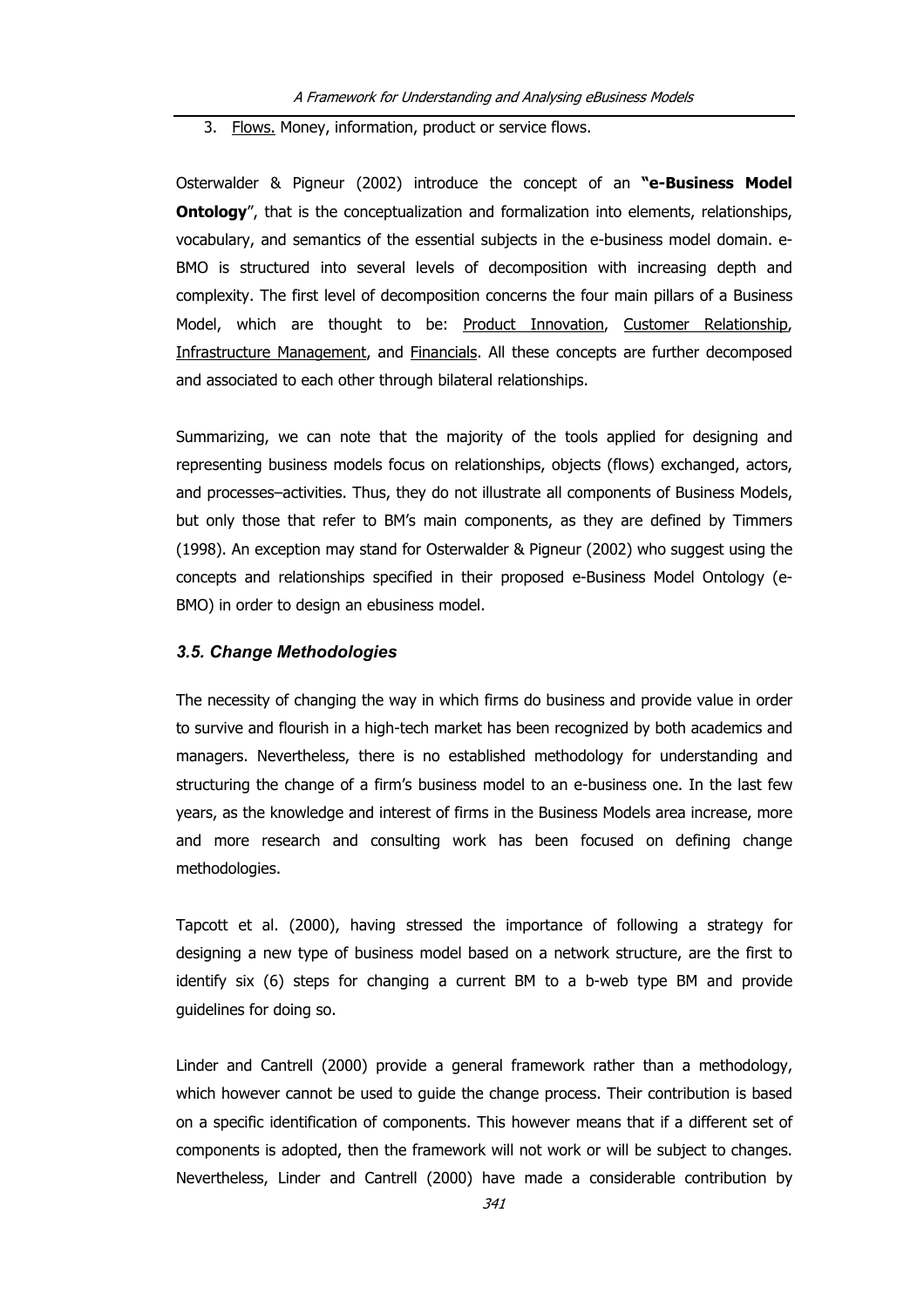3. Flows. Money, information, product or service flows.

Osterwalder & Pigneur (2002) introduce the concept of an **"e-Business Model Ontology**", that is the conceptualization and formalization into elements, relationships, vocabulary, and semantics of the essential subjects in the e-business model domain. e-BMO is structured into several levels of decomposition with increasing depth and complexity. The first level of decomposition concerns the four main pillars of a Business Model, which are thought to be: Product Innovation, Customer Relationship, Infrastructure Management, and Financials. All these concepts are further decomposed and associated to each other through bilateral relationships.

Summarizing, we can note that the majority of the tools applied for designing and representing business models focus on relationships, objects (flows) exchanged, actors, and processes–activities. Thus, they do not illustrate all components of Business Models, but only those that refer to BM's main components, as they are defined by Timmers (1998). An exception may stand for Osterwalder & Pigneur (2002) who suggest using the concepts and relationships specified in their proposed e-Business Model Ontology (e-BMO) in order to design an ebusiness model.

### *3.5. Change Methodologies*

The necessity of changing the way in which firms do business and provide value in order to survive and flourish in a high-tech market has been recognized by both academics and managers. Nevertheless, there is no established methodology for understanding and structuring the change of a firm's business model to an e-business one. In the last few years, as the knowledge and interest of firms in the Business Models area increase, more and more research and consulting work has been focused on defining change methodologies.

Tapcott et al. (2000), having stressed the importance of following a strategy for designing a new type of business model based on a network structure, are the first to identify six (6) steps for changing a current BM to a b-web type BM and provide guidelines for doing so.

Linder and Cantrell (2000) provide a general framework rather than a methodology, which however cannot be used to guide the change process. Their contribution is based on a specific identification of components. This however means that if a different set of components is adopted, then the framework will not work or will be subject to changes. Nevertheless, Linder and Cantrell (2000) have made a considerable contribution by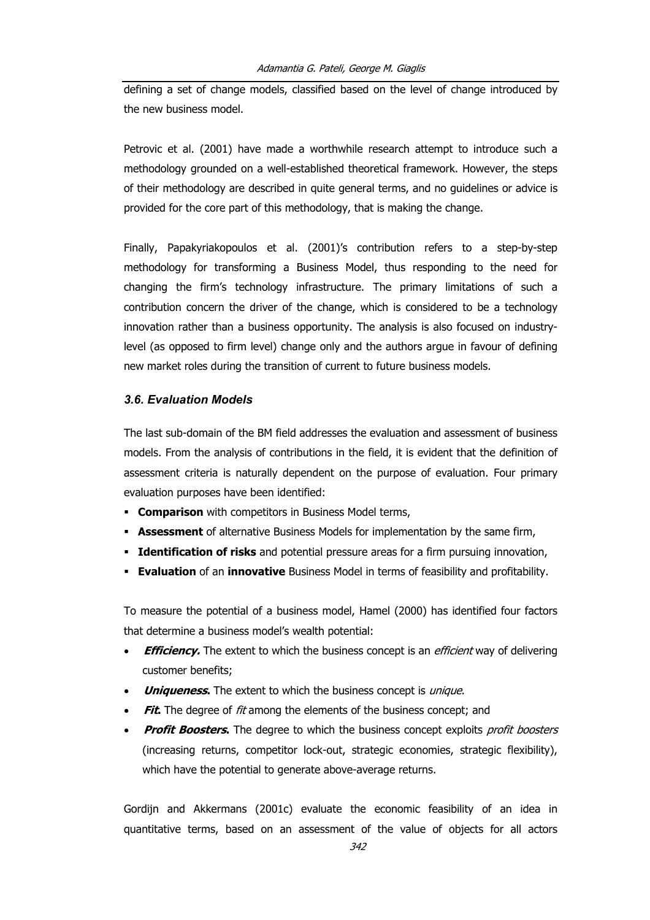defining a set of change models, classified based on the level of change introduced by the new business model.

Petrovic et al. (2001) have made a worthwhile research attempt to introduce such a methodology grounded on a well-established theoretical framework. However, the steps of their methodology are described in quite general terms, and no guidelines or advice is provided for the core part of this methodology, that is making the change.

Finally, Papakyriakopoulos et al. (2001)'s contribution refers to a step-by-step methodology for transforming a Business Model, thus responding to the need for changing the firm's technology infrastructure. The primary limitations of such a contribution concern the driver of the change, which is considered to be a technology innovation rather than a business opportunity. The analysis is also focused on industry-level (as opposed to firm level) change only and the authors argue in favour of defining new market roles during the transition of current to future business models.

### *3.6. Evaluation Models*

The last sub-domain of the BM field addresses the evaluation and assessment of business models. From the analysis of contributions in the field, it is evident that the definition of assessment criteria is naturally dependent on the purpose of evaluation. Four primary evaluation purposes have been identified:

- **Comparison** with competitors in Business Model terms,
- **Assessment** of alternative Business Models for implementation by the same firm,
- **Identification of risks** and potential pressure areas for a firm pursuing innovation,
- **Evaluation** of an **innovative** Business Model in terms of feasibility and profitability.

To measure the potential of a business model, Hamel (2000) has identified four factors that determine a business model's wealth potential:

- ***Efficiency.*** The extent to which the business concept is an *efficient* way of delivering customer benefits;
- ***Uniqueness.*** The extent to which the business concept is *unique*.
- ***Fit.*** The degree of *fit* among the elements of the business concept; and
- ***Profit Boosters.*** The degree to which the business concept exploits *profit boosters* (increasing returns, competitor lock-out, strategic economies, strategic flexibility), which have the potential to generate above-average returns.

Gordijn and Akkermans (2001c) evaluate the economic feasibility of an idea in quantitative terms, based on an assessment of the value of objects for all actors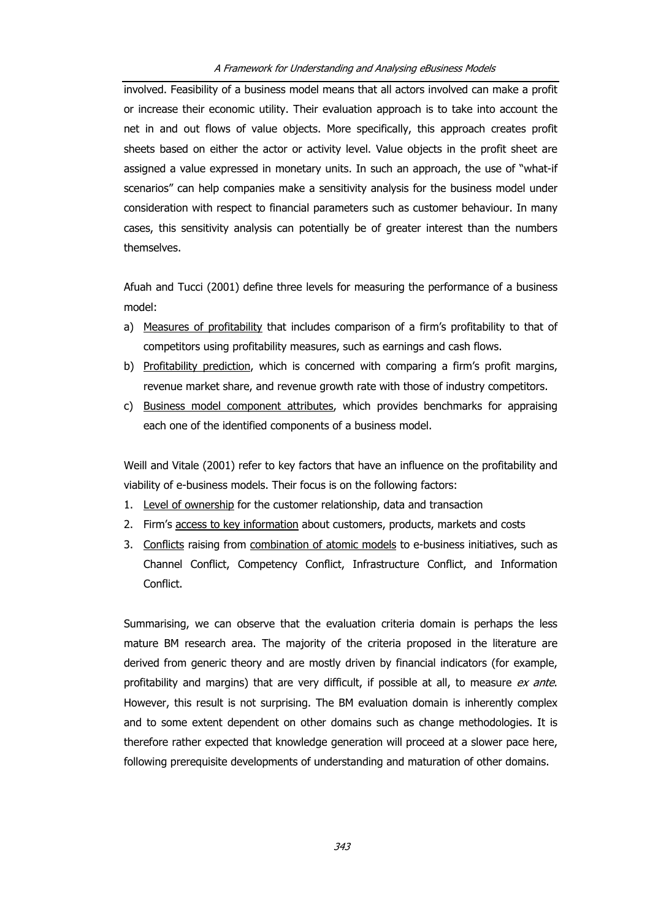involved. Feasibility of a business model means that all actors involved can make a profit or increase their economic utility. Their evaluation approach is to take into account the net in and out flows of value objects. More specifically, this approach creates profit sheets based on either the actor or activity level. Value objects in the profit sheet are assigned a value expressed in monetary units. In such an approach, the use of "what-if scenarios" can help companies make a sensitivity analysis for the business model under consideration with respect to financial parameters such as customer behaviour. In many cases, this sensitivity analysis can potentially be of greater interest than the numbers themselves.

Afuah and Tucci (2001) define three levels for measuring the performance of a business model:

a) Measures of profitability that includes comparison of a firm's profitability to that of competitors using profitability measures, such as earnings and cash flows.
b) Profitability prediction, which is concerned with comparing a firm's profit margins, revenue market share, and revenue growth rate with those of industry competitors.
c) Business model component attributes, which provides benchmarks for appraising each one of the identified components of a business model.

Weill and Vitale (2001) refer to key factors that have an influence on the profitability and viability of e-business models. Their focus is on the following factors:

1. Level of ownership for the customer relationship, data and transaction
2. Firm's access to key information about customers, products, markets and costs
3. Conflicts raising from combination of atomic models to e-business initiatives, such as Channel Conflict, Competency Conflict, Infrastructure Conflict, and Information Conflict.

Summarising, we can observe that the evaluation criteria domain is perhaps the less mature BM research area. The majority of the criteria proposed in the literature are derived from generic theory and are mostly driven by financial indicators (for example, profitability and margins) that are very difficult, if possible at all, to measure *ex ante*. However, this result is not surprising. The BM evaluation domain is inherently complex and to some extent dependent on other domains such as change methodologies. It is therefore rather expected that knowledge generation will proceed at a slower pace here, following prerequisite developments of understanding and maturation of other domains.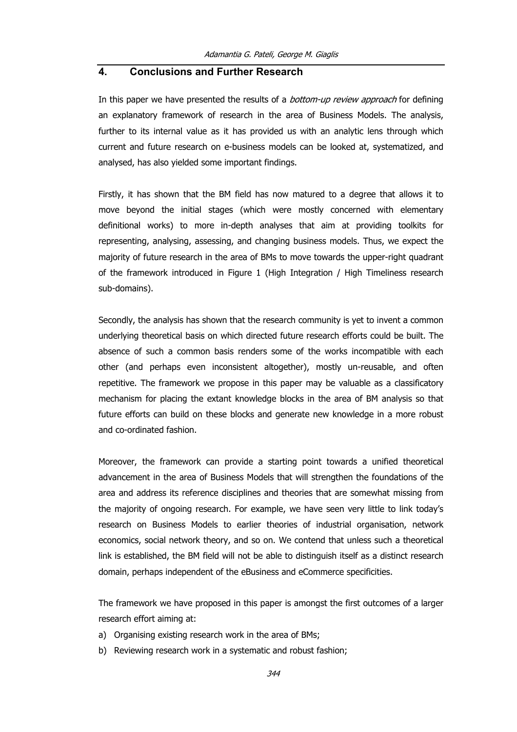## 4. Conclusions and Further Research

In this paper we have presented the results of a *bottom-up review approach* for defining an explanatory framework of research in the area of Business Models. The analysis, further to its internal value as it has provided us with an analytic lens through which current and future research on e-business models can be looked at, systematized, and analysed, has also yielded some important findings.

Firstly, it has shown that the BM field has now matured to a degree that allows it to move beyond the initial stages (which were mostly concerned with elementary definitional works) to more in-depth analyses that aim at providing toolkits for representing, analysing, assessing, and changing business models. Thus, we expect the majority of future research in the area of BMs to move towards the upper-right quadrant of the framework introduced in Figure 1 (High Integration / High Timeliness research sub-domains).

Secondly, the analysis has shown that the research community is yet to invent a common underlying theoretical basis on which directed future research efforts could be built. The absence of such a common basis renders some of the works incompatible with each other (and perhaps even inconsistent altogether), mostly un-reusable, and often repetitive. The framework we propose in this paper may be valuable as a classificatory mechanism for placing the extant knowledge blocks in the area of BM analysis so that future efforts can build on these blocks and generate new knowledge in a more robust and co-ordinated fashion.

Moreover, the framework can provide a starting point towards a unified theoretical advancement in the area of Business Models that will strengthen the foundations of the area and address its reference disciplines and theories that are somewhat missing from the majority of ongoing research. For example, we have seen very little to link today's research on Business Models to earlier theories of industrial organisation, network economics, social network theory, and so on. We contend that unless such a theoretical link is established, the BM field will not be able to distinguish itself as a distinct research domain, perhaps independent of the eBusiness and eCommerce specificities.

The framework we have proposed in this paper is amongst the first outcomes of a larger research effort aiming at:

a) Organising existing research work in the area of BMs;
b) Reviewing research work in a systematic and robust fashion;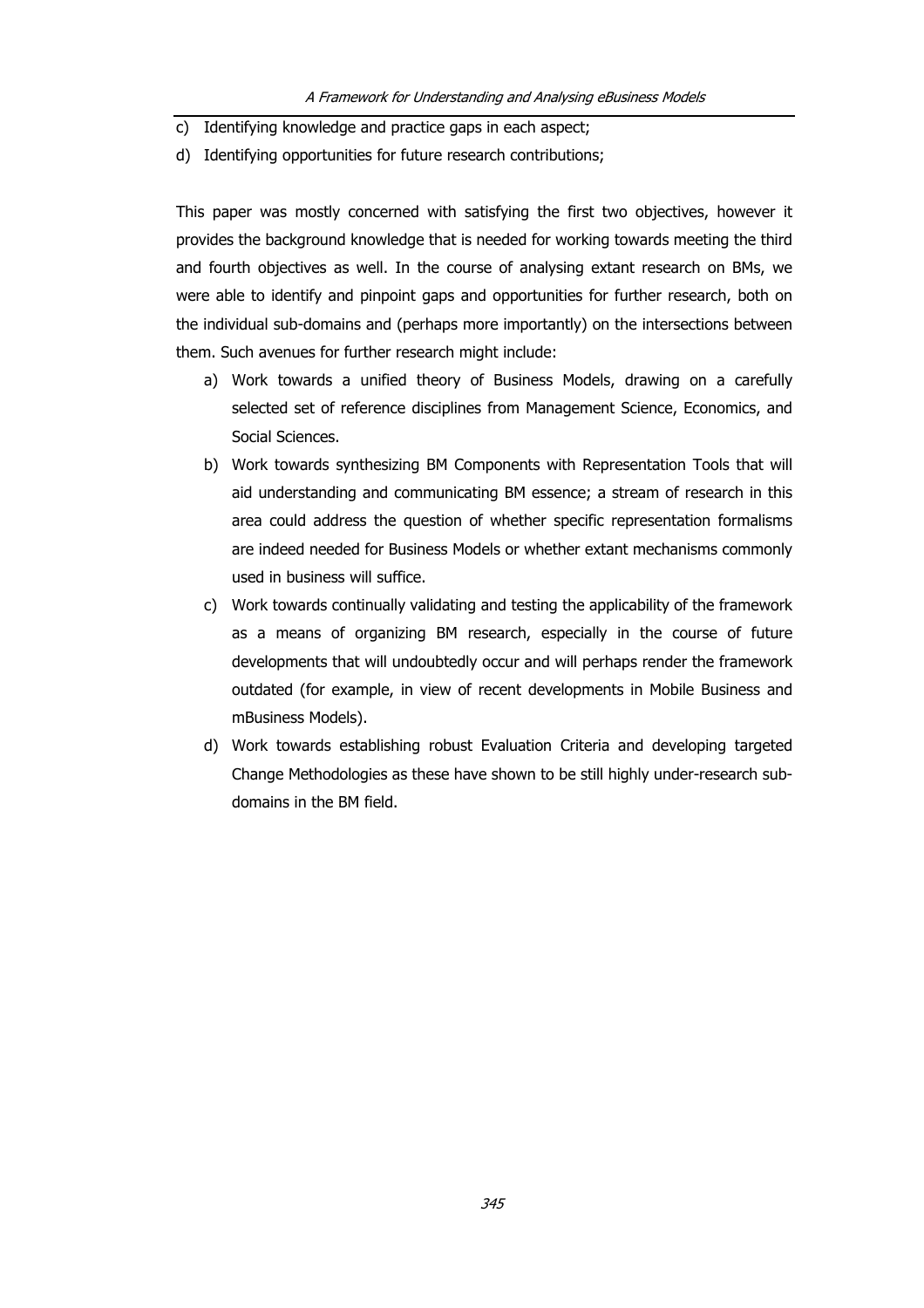c) Identifying knowledge and practice gaps in each aspect;

d) Identifying opportunities for future research contributions;

This paper was mostly concerned with satisfying the first two objectives, however it provides the background knowledge that is needed for working towards meeting the third and fourth objectives as well. In the course of analysing extant research on BMs, we were able to identify and pinpoint gaps and opportunities for further research, both on the individual sub-domains and (perhaps more importantly) on the intersections between them. Such avenues for further research might include:

a) Work towards a unified theory of Business Models, drawing on a carefully selected set of reference disciplines from Management Science, Economics, and Social Sciences.

b) Work towards synthesizing BM Components with Representation Tools that will aid understanding and communicating BM essence; a stream of research in this area could address the question of whether specific representation formalisms are indeed needed for Business Models or whether extant mechanisms commonly used in business will suffice.

c) Work towards continually validating and testing the applicability of the framework as a means of organizing BM research, especially in the course of future developments that will undoubtedly occur and will perhaps render the framework outdated (for example, in view of recent developments in Mobile Business and mBusiness Models).

d) Work towards establishing robust Evaluation Criteria and developing targeted Change Methodologies as these have shown to be still highly under-research sub-domains in the BM field.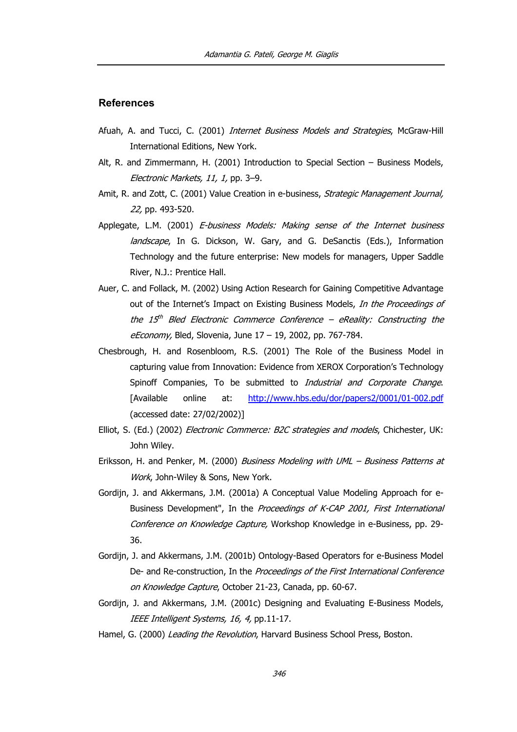## References

Afuah, A. and Tucci, C. (2001) *Internet Business Models and Strategies*, McGraw-Hill International Editions, New York.

Alt, R. and Zimmermann, H. (2001) Introduction to Special Section – Business Models, *Electronic Markets, 11, 1,* pp. 3–9.

Amit, R. and Zott, C. (2001) Value Creation in e-business, *Strategic Management Journal, 22,* pp. 493-520.

Applegate, L.M. (2001) *E-business Models: Making sense of the Internet business landscape*, In G. Dickson, W. Gary, and G. DeSanctis (Eds.), Information Technology and the future enterprise: New models for managers, Upper Saddle River, N.J.: Prentice Hall.

Auer, C. and Follack, M. (2002) Using Action Research for Gaining Competitive Advantage out of the Internet's Impact on Existing Business Models, *In the Proceedings of the 15th Bled Electronic Commerce Conference – eReality: Constructing the eEconomy,* Bled, Slovenia, June 17 – 19, 2002, pp. 767-784.

Chesbrough, H. and Rosenbloom, R.S. (2001) The Role of the Business Model in capturing value from Innovation: Evidence from XEROX Corporation's Technology Spinoff Companies, To be submitted to *Industrial and Corporate Change*. [Available online at: http://www.hbs.edu/dor/papers2/0001/01-002.pdf (accessed date: 27/02/2002)]

Elliot, S. (Ed.) (2002) *Electronic Commerce: B2C strategies and models*, Chichester, UK: John Wiley.

Eriksson, H. and Penker, M. (2000) *Business Modeling with UML – Business Patterns at Work*, John-Wiley & Sons, New York.

Gordijn, J. and Akkermans, J.M. (2001a) A Conceptual Value Modeling Approach for e-Business Development", In the *Proceedings of K-CAP 2001, First International Conference on Knowledge Capture,* Workshop Knowledge in e-Business, pp. 29-36.

Gordijn, J. and Akkermans, J.M. (2001b) Ontology-Based Operators for e-Business Model De- and Re-construction, In the *Proceedings of the First International Conference on Knowledge Capture*, October 21-23, Canada, pp. 60-67.

Gordijn, J. and Akkermans, J.M. (2001c) Designing and Evaluating E-Business Models, *IEEE Intelligent Systems, 16, 4,* pp.11-17.

Hamel, G. (2000) *Leading the Revolution*, Harvard Business School Press, Boston.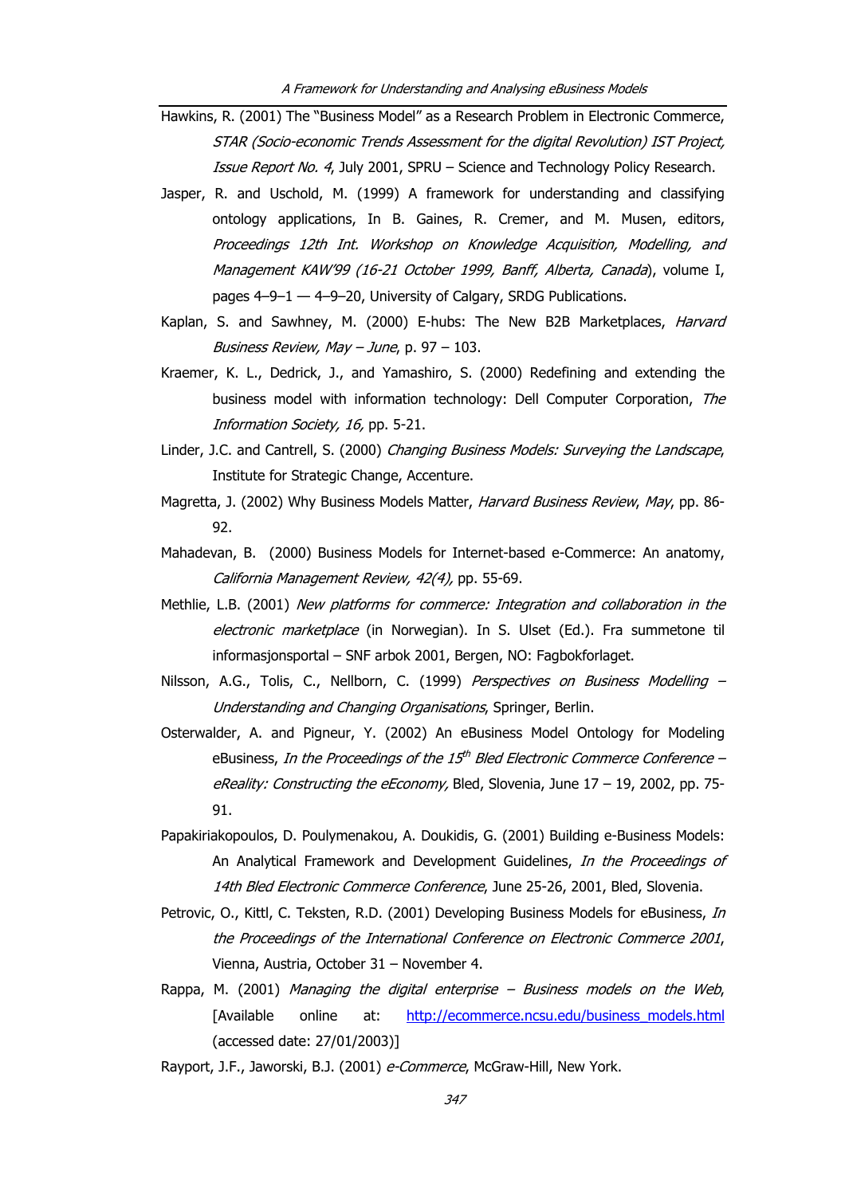Hawkins, R. (2001) The "Business Model" as a Research Problem in Electronic Commerce, *STAR (Socio-economic Trends Assessment for the digital Revolution) IST Project, Issue Report No. 4*, July 2001, SPRU – Science and Technology Policy Research.

Jasper, R. and Uschold, M. (1999) A framework for understanding and classifying ontology applications, In B. Gaines, R. Cremer, and M. Musen, editors, *Proceedings 12th Int. Workshop on Knowledge Acquisition, Modelling, and Management KAW'99 (16-21 October 1999, Banff, Alberta, Canada*), volume I, pages 4–9–1 — 4–9–20, University of Calgary, SRDG Publications.

Kaplan, S. and Sawhney, M. (2000) E-hubs: The New B2B Marketplaces, *Harvard Business Review, May – June*, p. 97 – 103.

Kraemer, K. L., Dedrick, J., and Yamashiro, S. (2000) Redefining and extending the business model with information technology: Dell Computer Corporation, *The Information Society, 16,* pp. 5-21.

Linder, J.C. and Cantrell, S. (2000) *Changing Business Models: Surveying the Landscape*, Institute for Strategic Change, Accenture.

Magretta, J. (2002) Why Business Models Matter, *Harvard Business Review*, *May*, pp. 86-92.

Mahadevan, B. (2000) Business Models for Internet-based e-Commerce: An anatomy, *California Management Review, 42(4),* pp. 55-69.

Methlie, L.B. (2001) *New platforms for commerce: Integration and collaboration in the electronic marketplace* (in Norwegian). In S. Ulset (Ed.). Fra summetone til informasjonsportal – SNF arbok 2001, Bergen, NO: Fagbokforlaget.

Nilsson, A.G., Tolis, C., Nellborn, C. (1999) *Perspectives on Business Modelling – Understanding and Changing Organisations*, Springer, Berlin.

Osterwalder, A. and Pigneur, Y. (2002) An eBusiness Model Ontology for Modeling eBusiness, *In the Proceedings of the 15th Bled Electronic Commerce Conference – eReality: Constructing the eEconomy,* Bled, Slovenia, June 17 – 19, 2002, pp. 75-91.

Papakiriakopoulos, D. Poulymenakou, A. Doukidis, G. (2001) Building e-Business Models: An Analytical Framework and Development Guidelines, *In the Proceedings of 14th Bled Electronic Commerce Conference*, June 25-26, 2001, Bled, Slovenia.

Petrovic, O., Kittl, C. Teksten, R.D. (2001) Developing Business Models for eBusiness, *In the Proceedings of the International Conference on Electronic Commerce 2001*, Vienna, Austria, October 31 – November 4.

Rappa, M. (2001) *Managing the digital enterprise – Business models on the Web*, [Available online at: http://ecommerce.ncsu.edu/business_models.html (accessed date: 27/01/2003)]

Rayport, J.F., Jaworski, B.J. (2001) *e-Commerce*, McGraw-Hill, New York.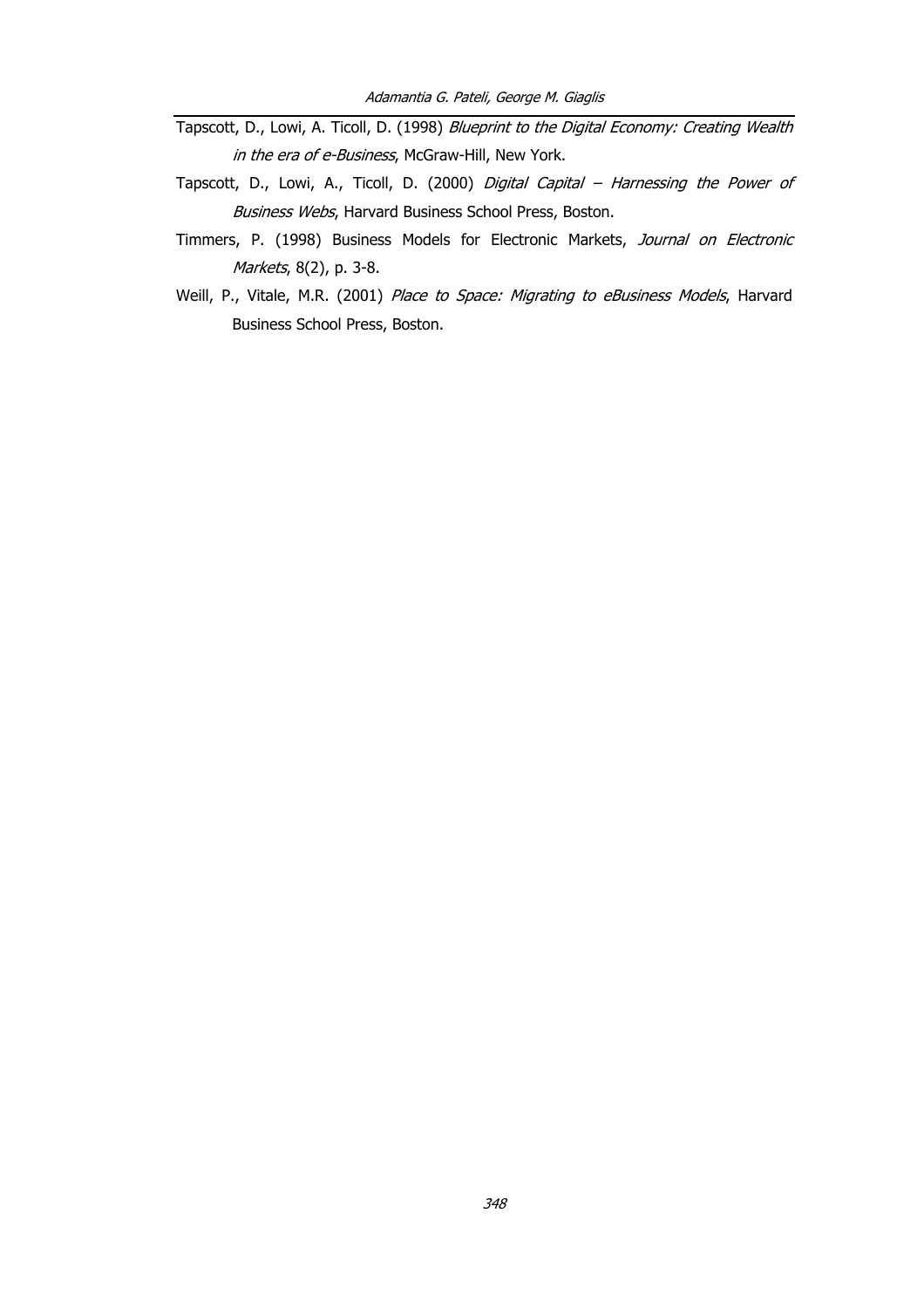Tapscott, D., Lowi, A. Ticoll, D. (1998) *Blueprint to the Digital Economy: Creating Wealth in the era of e-Business*, McGraw-Hill, New York.

Tapscott, D., Lowi, A., Ticoll, D. (2000) *Digital Capital – Harnessing the Power of Business Webs*, Harvard Business School Press, Boston.

Timmers, P. (1998) Business Models for Electronic Markets, *Journal on Electronic Markets*, 8(2), p. 3-8.

Weill, P., Vitale, M.R. (2001) *Place to Space: Migrating to eBusiness Models*, Harvard Business School Press, Boston.